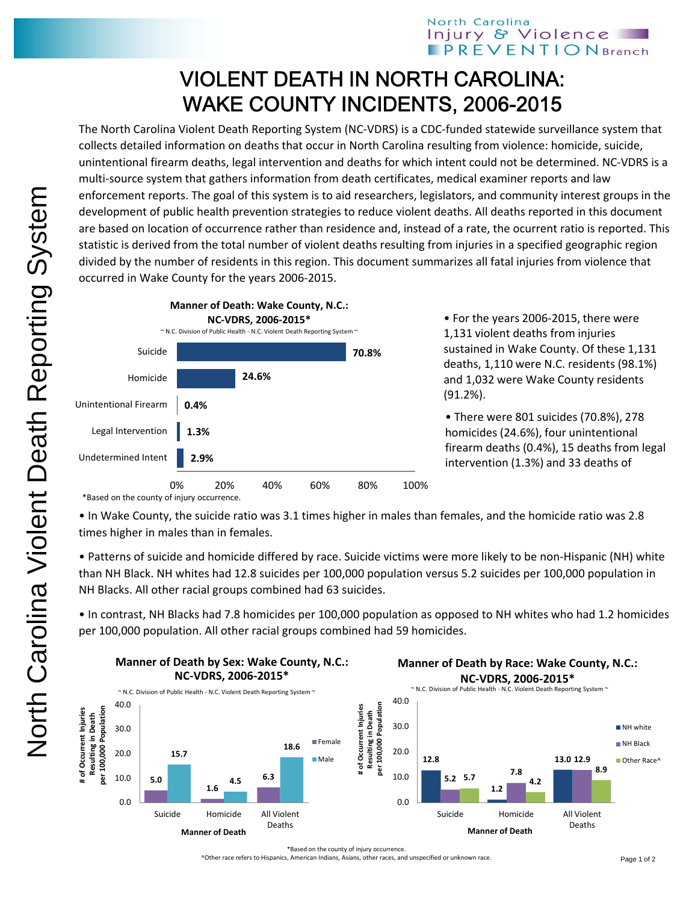# VIOLENT DEATH IN NORTH CAROLINA: WAKE COUNTY INCIDENTS, 2006-2015

The North Carolina Violent Death Reporting System (NC-VDRS) is a CDC-funded statewide surveillance system that collects detailed information on deaths that occur in North Carolina resulting from violence: homicide, suicide, unintentional firearm deaths, legal intervention and deaths for which intent could not be determined. NC-VDRS is a multi-source system that gathers information from death certificates, medical examiner reports and law enforcement reports. The goal of this system is to aid researchers, legislators, and community interest groups in the development of public health prevention strategies to reduce violent deaths. All deaths reported in this document are based on location of occurrence rather than residence and, instead of a rate, the ocurrent ratio is reported. This statistic is derived from the total number of violent deaths resulting from injuries in a specified geographic region divided by the number of residents in this region. This document summarizes all fatal injuries from violence that occurred in Wake County for the years 2006-2015.

**Manner of Death: Wake County, N.C.: NC-VDRS, 2006-2015***

~ N.C. Division of Public Health - N.C. Violent Death Reporting System ~

| Manner of Death | Percent |
|---|---|
| Suicide | 70.8% |
| Homicide | 24.6% |
| Unintentional Firearm | 0.4% |
| Legal Intervention | 1.3% |
| Undetermined Intent | 2.9% |

*Based on the county of injury occurrence.

- For the years 2006-2015, there were 1,131 violent deaths from injuries sustained in Wake County. Of these 1,131 deaths, 1,110 were N.C. residents (98.1%) and 1,032 were Wake County residents (91.2%).
- There were 801 suicides (70.8%), 278 homicides (24.6%), four unintentional firearm deaths (0.4%), 15 deaths from legal intervention (1.3%) and 33 deaths of
- In Wake County, the suicide ratio was 3.1 times higher in males than females, and the homicide ratio was 2.8 times higher in males than in females.
- Patterns of suicide and homicide differed by race. Suicide victims were more likely to be non-Hispanic (NH) white than NH Black. NH whites had 12.8 suicides per 100,000 population versus 5.2 suicides per 100,000 population in NH Blacks. All other racial groups combined had 63 suicides.
- In contrast, NH Blacks had 7.8 homicides per 100,000 population as opposed to NH whites who had 1.2 homicides per 100,000 population. All other racial groups combined had 59 homicides.

**Manner of Death by Sex: Wake County, N.C.: NC-VDRS, 2006-2015***

~ N.C. Division of Public Health - N.C. Violent Death Reporting System ~

# of Occurrent Injuries Resulting in Death per 100,000 Population

| Manner of Death | Female | Male |
|---|---|---|
| Suicide | 5.0 | 15.7 |
| Homicide | 1.6 | 4.5 |
| All Violent Deaths | 6.3 | 18.6 |

**Manner of Death by Race: Wake County, N.C.: NC-VDRS, 2006-2015***

~ N.C. Division of Public Health - N.C. Violent Death Reporting System ~

# of Occurrent Injuries Resulting in Death per 100,000 Population

| Manner of Death | NH white | NH Black | Other Race^ |
|---|---|---|---|
| Suicide | 12.8 | 5.2 | 5.7 |
| Homicide | 1.2 | 7.8 | 4.2 |
| All Violent Deaths | 13.0 | 12.9 | 8.9 |

*Based on the county of injury occurrence.

^Other race refers to Hispanics, American Indians, Asians, other races, and unspecified or unknown race.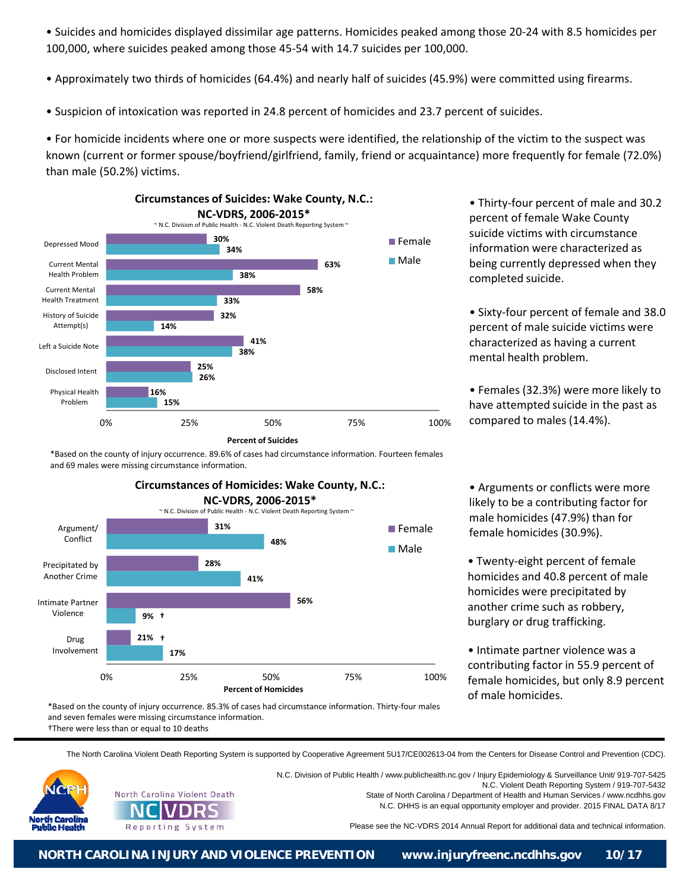- Suicides and homicides displayed dissimilar age patterns. Homicides peaked among those 20-24 with 8.5 homicides per 100,000, where suicides peaked among those 45-54 with 14.7 suicides per 100,000.

- Approximately two thirds of homicides (64.4%) and nearly half of suicides (45.9%) were committed using firearms.

- Suspicion of intoxication was reported in 24.8 percent of homicides and 23.7 percent of suicides.

- For homicide incidents where one or more suspects were identified, the relationship of the victim to the suspect was known (current or former spouse/boyfriend/girlfriend, family, friend or acquaintance) more frequently for female (72.0%) than male (50.2%) victims.

**Circumstances of Suicides: Wake County, N.C.: NC-VDRS, 2006-2015***

~ N.C. Division of Public Health - N.C. Violent Death Reporting System ~

Female
Male

Depressed Mood: 30%, 34%
Current Mental Health Problem: 63%, 38%
Current Mental Health Treatment: 58%, 33%
History of Suicide Attempt(s): 32%, 14%
Left a Suicide Note: 41%, 38%
Disclosed Intent: 25%, 26%
Physical Health Problem: 16%, 15%

0% 25% 50% 75% 100%

Percent of Suicides

*Based on the county of injury occurrence. 89.6% of cases had circumstance information. Fourteen females and 69 males were missing circumstance information.

- Thirty-four percent of male and 30.2 percent of female Wake County suicide victims with circumstance information were characterized as being currently depressed when they completed suicide.

- Sixty-four percent of female and 38.0 percent of male suicide victims were characterized as having a current mental health problem.

- Females (32.3%) were more likely to have attempted suicide in the past as compared to males (14.4%).

**Circumstances of Homicides: Wake County, N.C.: NC-VDRS, 2006-2015***

~ N.C. Division of Public Health - N.C. Violent Death Reporting System ~

Female
Male

Argument/ Conflict: 31%, 48%
Precipitated by Another Crime: 28%, 41%
Intimate Partner Violence: 56%, 9% †
Drug Involvement: 21% †, 17%

0% 25% 50% 75% 100%

Percent of Homicides

*Based on the county of injury occurrence. 85.3% of cases had circumstance information. Thirty-four males and seven females were missing circumstance information.
†There were less than or equal to 10 deaths

- Arguments or conflicts were more likely to be a contributing factor for male homicides (47.9%) than for female homicides (30.9%).

- Twenty-eight percent of female homicides and 40.8 percent of male homicides were precipitated by another crime such as robbery, burglary or drug trafficking.

- Intimate partner violence was a contributing factor in 55.9 percent of female homicides, but only 8.9 percent of male homicides.

The North Carolina Violent Death Reporting System is supported by Cooperative Agreement 5U17/CE002613-04 from the Centers for Disease Control and Prevention (CDC).

N.C. Division of Public Health / www.publichealth.nc.gov / Injury Epidemiology & Surveillance Unit/ 919-707-5425
N.C. Violent Death Reporting System / 919-707-5432
State of North Carolina / Department of Health and Human Services / www.ncdhhs.gov
N.C. DHHS is an equal opportunity employer and provider. 2015 FINAL DATA 8/17

Please see the NC-VDRS 2014 Annual Report for additional data and technical information.